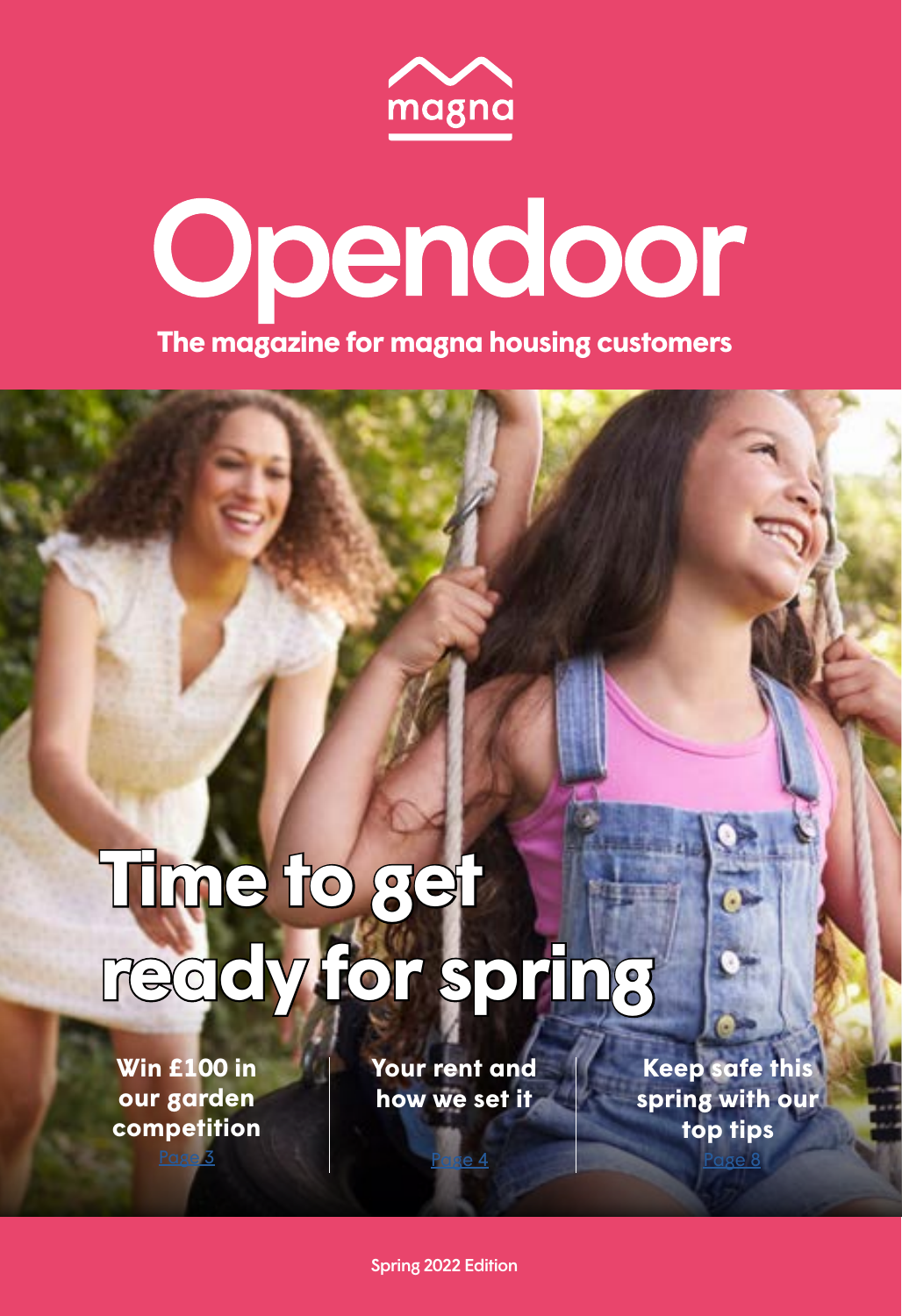magna

# Opendoor

**The magazine for magna housing customers**

# Time to get ready for spring

**Win £100 in our garden competition**
Page 3

**Your rent and how we set it**
Page 4

**Keep safe this spring with our top tips**
Page 8

Spring 2022 Edition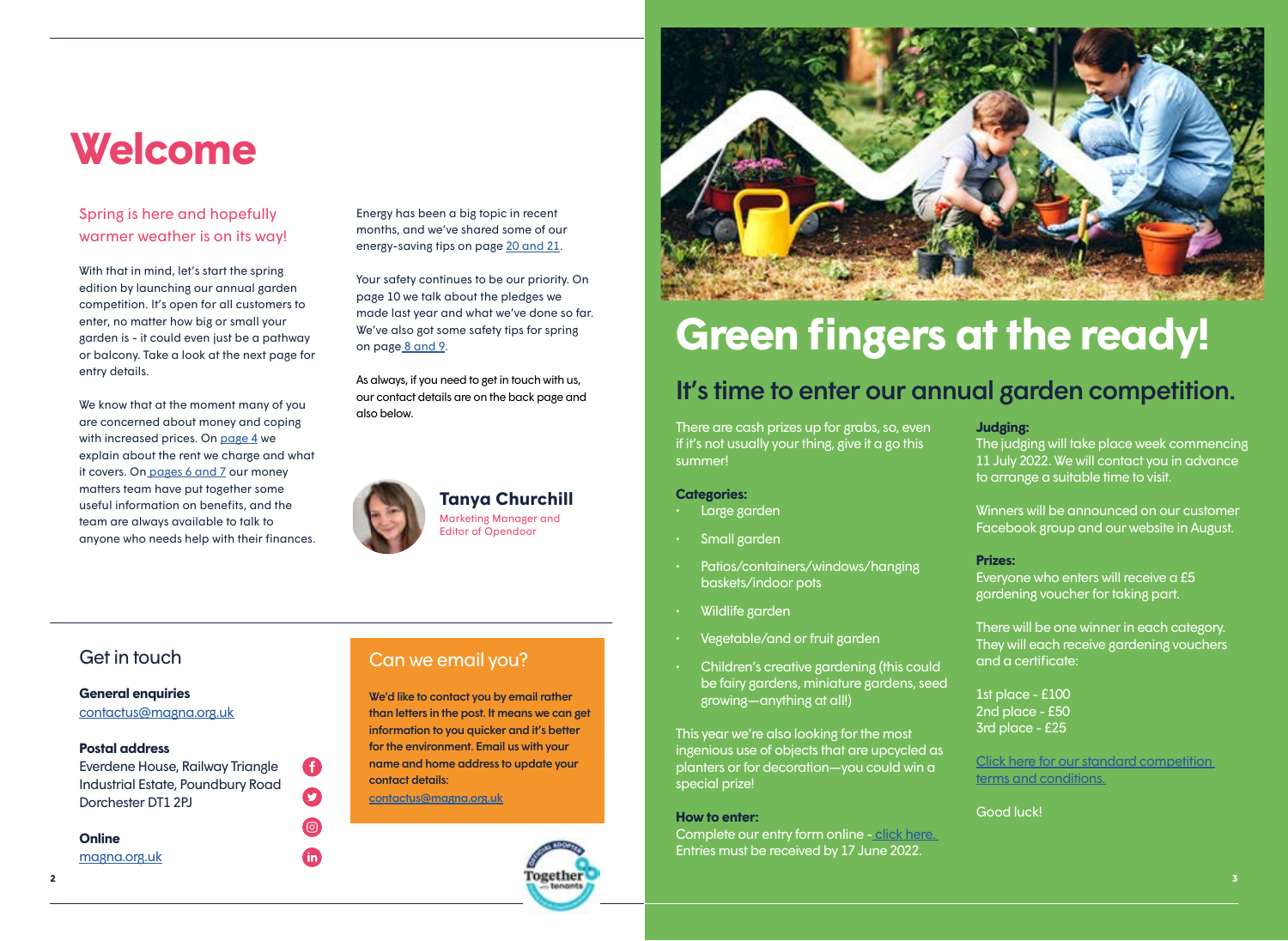# Welcome

Spring is here and hopefully warmer weather is on its way!

With that in mind, let's start the spring edition by launching our annual garden competition. It's open for all customers to enter, no matter how big or small your garden is - it could even just be a pathway or balcony. Take a look at the next page for entry details.

We know that at the moment many of you are concerned about money and coping with increased prices. On page 4 we explain about the rent we charge and what it covers. On pages 6 and 7 our money matters team have put together some useful information on benefits, and the team are always available to talk to anyone who needs help with their finances.

Energy has been a big topic in recent months, and we've shared some of our energy-saving tips on page 20 and 21.

Your safety continues to be our priority. On page 10 we talk about the pledges we made last year and what we've done so far. We've also got some safety tips for spring on page 8 and 9.

As always, if you need to get in touch with us, our contact details are on the back page and also below.

**Tanya Churchill**
Marketing Manager and Editor of Opendoor

## Get in touch

**General enquiries**
contactus@magna.org.uk

**Postal address**
Everdene House, Railway Triangle Industrial Estate, Poundbury Road Dorchester DT1 2PJ

**Online**
magna.org.uk

## Can we email you?

**We'd like to contact you by email rather than letters in the post. It means we can get information to you quicker and it's better for the environment. Email us with your name and home address to update your contact details:**

contactus@magna.org.uk

# Green fingers at the ready!

## It's time to enter our annual garden competition.

There are cash prizes up for grabs, so, even if it's not usually your thing, give it a go this summer!

**Categories:**

- Large garden
- Small garden
- Patios/containers/windows/hanging baskets/indoor pots
- Wildlife garden
- Vegetable/and or fruit garden
- Children's creative gardening (this could be fairy gardens, miniature gardens, seed growing—anything at all!)

This year we're also looking for the most ingenious use of objects that are upcycled as planters or for decoration—you could win a special prize!

**How to enter:**
Complete our entry form online - click here. Entries must be received by 17 June 2022.

**Judging:**
The judging will take place week commencing 11 July 2022. We will contact you in advance to arrange a suitable time to visit.

Winners will be announced on our customer Facebook group and our website in August.

**Prizes:**
Everyone who enters will receive a £5 gardening voucher for taking part.

There will be one winner in each category. They will each receive gardening vouchers and a certificate:

1st place - £100
2nd place - £50
3rd place - £25

Click here for our standard competition terms and conditions.

Good luck!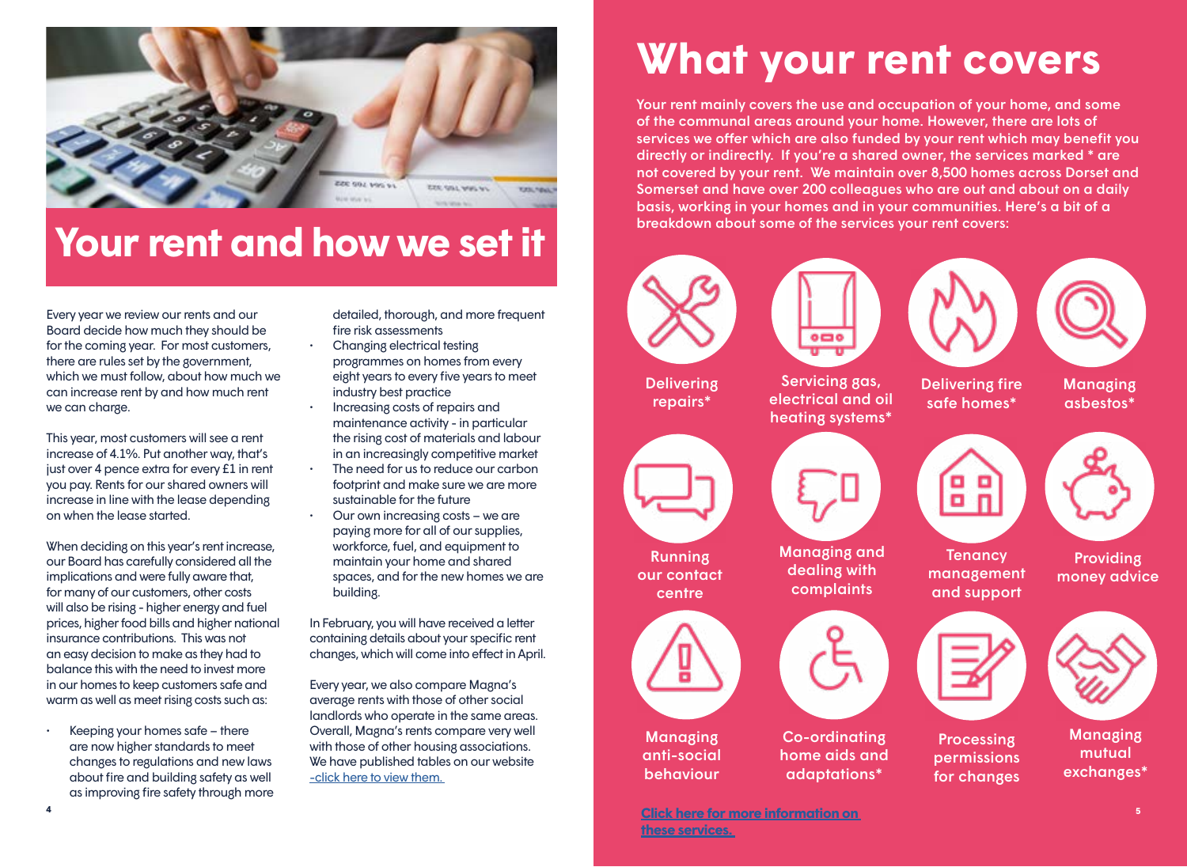# Your rent and how we set it

Every year we review our rents and our Board decide how much they should be for the coming year. For most customers, there are rules set by the government, which we must follow, about how much we can increase rent by and how much rent we can charge.

This year, most customers will see a rent increase of 4.1%. Put another way, that's just over 4 pence extra for every £1 in rent you pay. Rents for our shared owners will increase in line with the lease depending on when the lease started.

When deciding on this year's rent increase, our Board has carefully considered all the implications and were fully aware that, for many of our customers, other costs will also be rising - higher energy and fuel prices, higher food bills and higher national insurance contributions. This was not an easy decision to make as they had to balance this with the need to invest more in our homes to keep customers safe and warm as well as meet rising costs such as:

- Keeping your homes safe – there are now higher standards to meet changes to regulations and new laws about fire and building safety as well as improving fire safety through more detailed, thorough, and more frequent fire risk assessments
- Changing electrical testing programmes on homes from every eight years to every five years to meet industry best practice
- Increasing costs of repairs and maintenance activity - in particular the rising cost of materials and labour in an increasingly competitive market
- The need for us to reduce our carbon footprint and make sure we are more sustainable for the future
- Our own increasing costs – we are paying more for all of our supplies, workforce, fuel, and equipment to maintain your home and shared spaces, and for the new homes we are building.

In February, you will have received a letter containing details about your specific rent changes, which will come into effect in April.

Every year, we also compare Magna's average rents with those of other social landlords who operate in the same areas. Overall, Magna's rents compare very well with those of other housing associations. We have published tables on our website -click here to view them.

# What your rent covers

**Your rent mainly covers the use and occupation of your home, and some of the communal areas around your home. However, there are lots of services we offer which are also funded by your rent which may benefit you directly or indirectly. If you're a shared owner, the services marked * are not covered by your rent. We maintain over 8,500 homes across Dorset and Somerset and have over 200 colleagues who are out and about on a daily basis, working in your homes and in your communities. Here's a bit of a breakdown about some of the services your rent covers:**

- Delivering repairs*
- Servicing gas, electrical and oil heating systems*
- Delivering fire safe homes*
- Managing asbestos*
- Running our contact centre
- Managing and dealing with complaints
- Tenancy management and support
- Providing money advice
- Managing anti-social behaviour
- Co-ordinating home aids and adaptations*
- Processing permissions for changes
- Managing mutual exchanges*

**Click here for more information on these services.**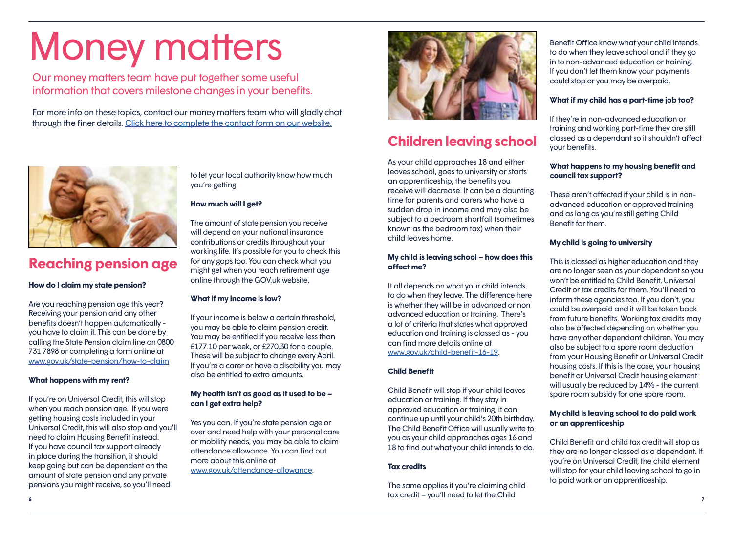# Money matters

Our money matters team have put together some useful information that covers milestone changes in your benefits.

For more info on these topics, contact our money matters team who will gladly chat through the finer details. [Click here to complete the contact form on our website.]

## Reaching pension age

**How do I claim my state pension?**

Are you reaching pension age this year? Receiving your pension and any other benefits doesn't happen automatically - you have to claim it. This can be done by calling the State Pension claim line on 0800 731 7898 or completing a form online at www.gov.uk/state-pension/how-to-claim

**What happens with my rent?**

If you're on Universal Credit, this will stop when you reach pension age. If you were getting housing costs included in your Universal Credit, this will also stop and you'll need to claim Housing Benefit instead. If you have council tax support already in place during the transition, it should keep going but can be dependent on the amount of state pension and any private pensions you might receive, so you'll need to let your local authority know how much you're getting.

**How much will I get?**

The amount of state pension you receive will depend on your national insurance contributions or credits throughout your working life. It's possible for you to check this for any gaps too. You can check what you might get when you reach retirement age online through the GOV.uk website.

**What if my income is low?**

If your income is below a certain threshold, you may be able to claim pension credit. You may be entitled if you receive less than £177.10 per week, or £270.30 for a couple. These will be subject to change every April. If you're a carer or have a disability you may also be entitled to extra amounts.

**My health isn't as good as it used to be – can I get extra help?**

Yes you can. If you're state pension age or over and need help with your personal care or mobility needs, you may be able to claim attendance allowance. You can find out more about this online at www.gov.uk/attendance-allowance.

## Children leaving school

As your child approaches 18 and either leaves school, goes to university or starts an apprenticeship, the benefits you receive will decrease. It can be a daunting time for parents and carers who have a sudden drop in income and may also be subject to a bedroom shortfall (sometimes known as the bedroom tax) when their child leaves home.

**My child is leaving school – how does this affect me?**

It all depends on what your child intends to do when they leave. The difference here is whether they will be in advanced or non advanced education or training. There's a lot of criteria that states what approved education and training is classed as - you can find more details online at www.gov.uk/child-benefit-16-19.

**Child Benefit**

Child Benefit will stop if your child leaves education or training. If they stay in approved education or training, it can continue up until your child's 20th birthday. The Child Benefit Office will usually write to you as your child approaches ages 16 and 18 to find out what your child intends to do.

**Tax credits**

The same applies if you're claiming child tax credit – you'll need to let the Child Benefit Office know what your child intends to do when they leave school and if they go in to non-advanced education or training. If you don't let them know your payments could stop or you may be overpaid.

**What if my child has a part-time job too?**

If they're in non-advanced education or training and working part-time they are still classed as a dependant so it shouldn't affect your benefits.

**What happens to my housing benefit and council tax support?**

These aren't affected if your child is in non-advanced education or approved training and as long as you're still getting Child Benefit for them.

**My child is going to university**

This is classed as higher education and they are no longer seen as your dependant so you won't be entitled to Child Benefit, Universal Credit or tax credits for them. You'll need to inform these agencies too. If you don't, you could be overpaid and it will be taken back from future benefits. Working tax credits may also be affected depending on whether you have any other dependant children. You may also be subject to a spare room deduction from your Housing Benefit or Universal Credit housing costs. If this is the case, your housing benefit or Universal Credit housing element will usually be reduced by 14% - the current spare room subsidy for one spare room.

**My child is leaving school to do paid work or an apprenticeship**

Child Benefit and child tax credit will stop as they are no longer classed as a dependant. If you're on Universal Credit, the child element will stop for your child leaving school to go in to paid work or an apprenticeship.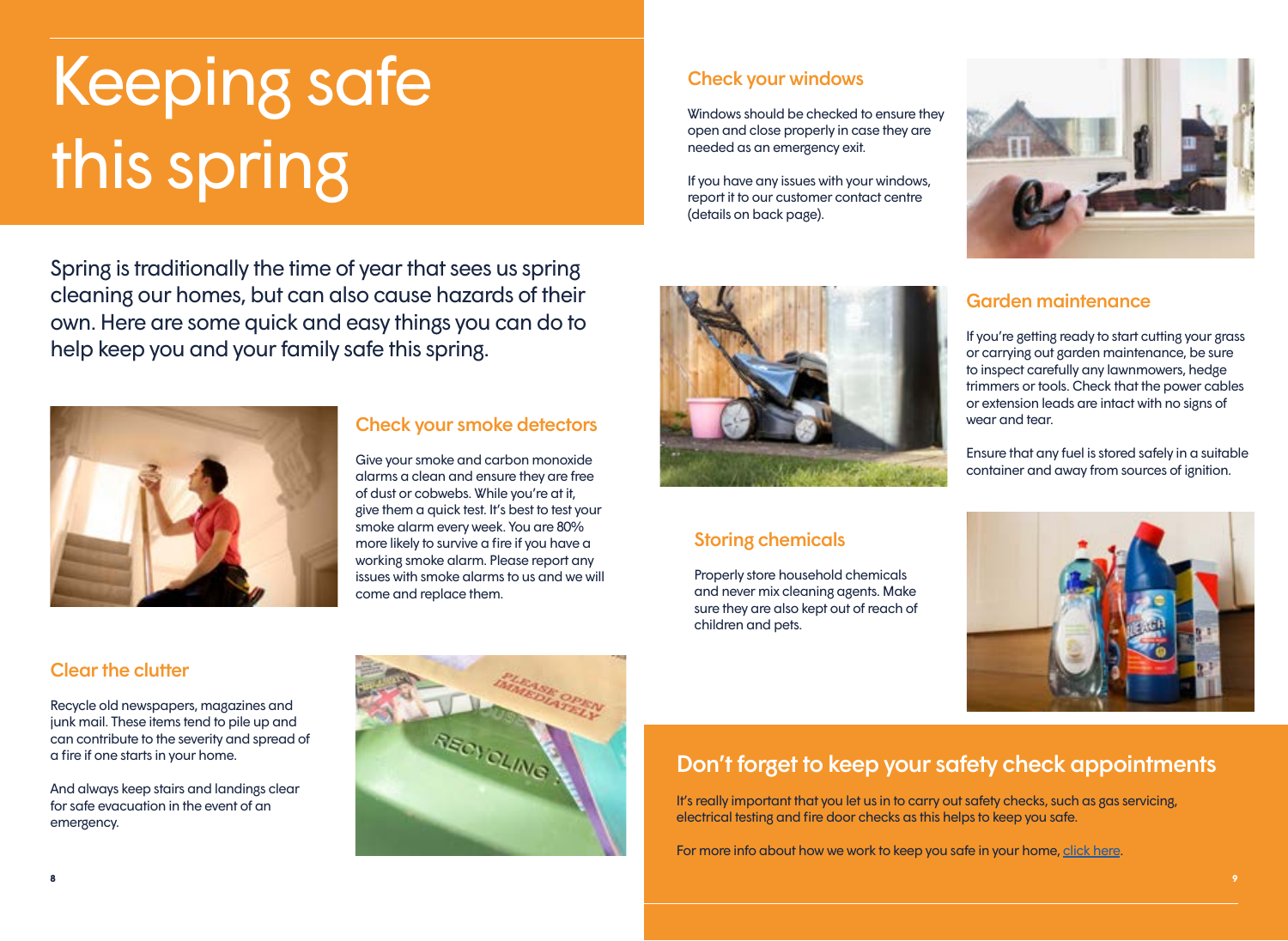# Keeping safe this spring

Spring is traditionally the time of year that sees us spring cleaning our homes, but can also cause hazards of their own. Here are some quick and easy things you can do to help keep you and your family safe this spring.

## Check your smoke detectors

Give your smoke and carbon monoxide alarms a clean and ensure they are free of dust or cobwebs. While you're at it, give them a quick test. It's best to test your smoke alarm every week. You are 80% more likely to survive a fire if you have a working smoke alarm. Please report any issues with smoke alarms to us and we will come and replace them.

## Clear the clutter

Recycle old newspapers, magazines and junk mail. These items tend to pile up and can contribute to the severity and spread of a fire if one starts in your home.

And always keep stairs and landings clear for safe evacuation in the event of an emergency.

## Check your windows

Windows should be checked to ensure they open and close properly in case they are needed as an emergency exit.

If you have any issues with your windows, report it to our customer contact centre (details on back page).

## Garden maintenance

If you're getting ready to start cutting your grass or carrying out garden maintenance, be sure to inspect carefully any lawnmowers, hedge trimmers or tools. Check that the power cables or extension leads are intact with no signs of wear and tear.

Ensure that any fuel is stored safely in a suitable container and away from sources of ignition.

## Storing chemicals

Properly store household chemicals and never mix cleaning agents. Make sure they are also kept out of reach of children and pets.

## Don't forget to keep your safety check appointments

It's really important that you let us in to carry out safety checks, such as gas servicing, electrical testing and fire door checks as this helps to keep you safe.

For more info about how we work to keep you safe in your home, click here.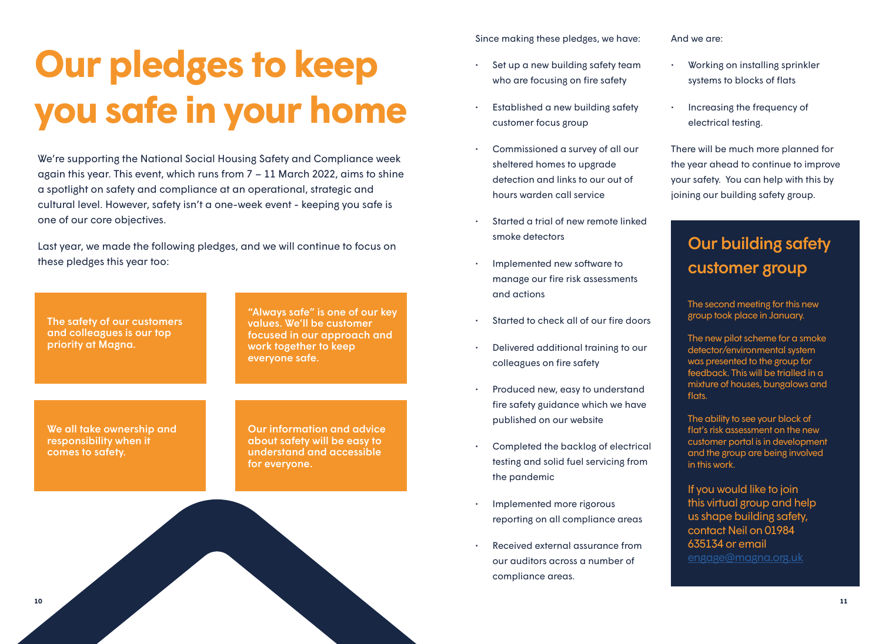# Our pledges to keep you safe in your home

We're supporting the National Social Housing Safety and Compliance week again this year. This event, which runs from 7 – 11 March 2022, aims to shine a spotlight on safety and compliance at an operational, strategic and cultural level. However, safety isn't a one-week event - keeping you safe is one of our core objectives.

Last year, we made the following pledges, and we will continue to focus on these pledges this year too:

**The safety of our customers and colleagues is our top priority at Magna.**

**"Always safe" is one of our key values. We'll be customer focused in our approach and work together to keep everyone safe.**

**We all take ownership and responsibility when it comes to safety.**

**Our information and advice about safety will be easy to understand and accessible for everyone.**

Since making these pledges, we have:

- Set up a new building safety team who are focusing on fire safety
- Established a new building safety customer focus group
- Commissioned a survey of all our sheltered homes to upgrade detection and links to our out of hours warden call service
- Started a trial of new remote linked smoke detectors
- Implemented new software to manage our fire risk assessments and actions
- Started to check all of our fire doors
- Delivered additional training to our colleagues on fire safety
- Produced new, easy to understand fire safety guidance which we have published on our website
- Completed the backlog of electrical testing and solid fuel servicing from the pandemic
- Implemented more rigorous reporting on all compliance areas
- Received external assurance from our auditors across a number of compliance areas.

And we are:

- Working on installing sprinkler systems to blocks of flats
- Increasing the frequency of electrical testing.

There will be much more planned for the year ahead to continue to improve your safety. You can help with this by joining our building safety group.

## Our building safety customer group

The second meeting for this new group took place in January.

The new pilot scheme for a smoke detector/environmental system was presented to the group for feedback. This will be trialled in a mixture of houses, bungalows and flats.

The ability to see your block of flat's risk assessment on the new customer portal is in development and the group are being involved in this work.

If you would like to join this virtual group and help us shape building safety, contact Neil on 01984 635134 or email engage@magna.org.uk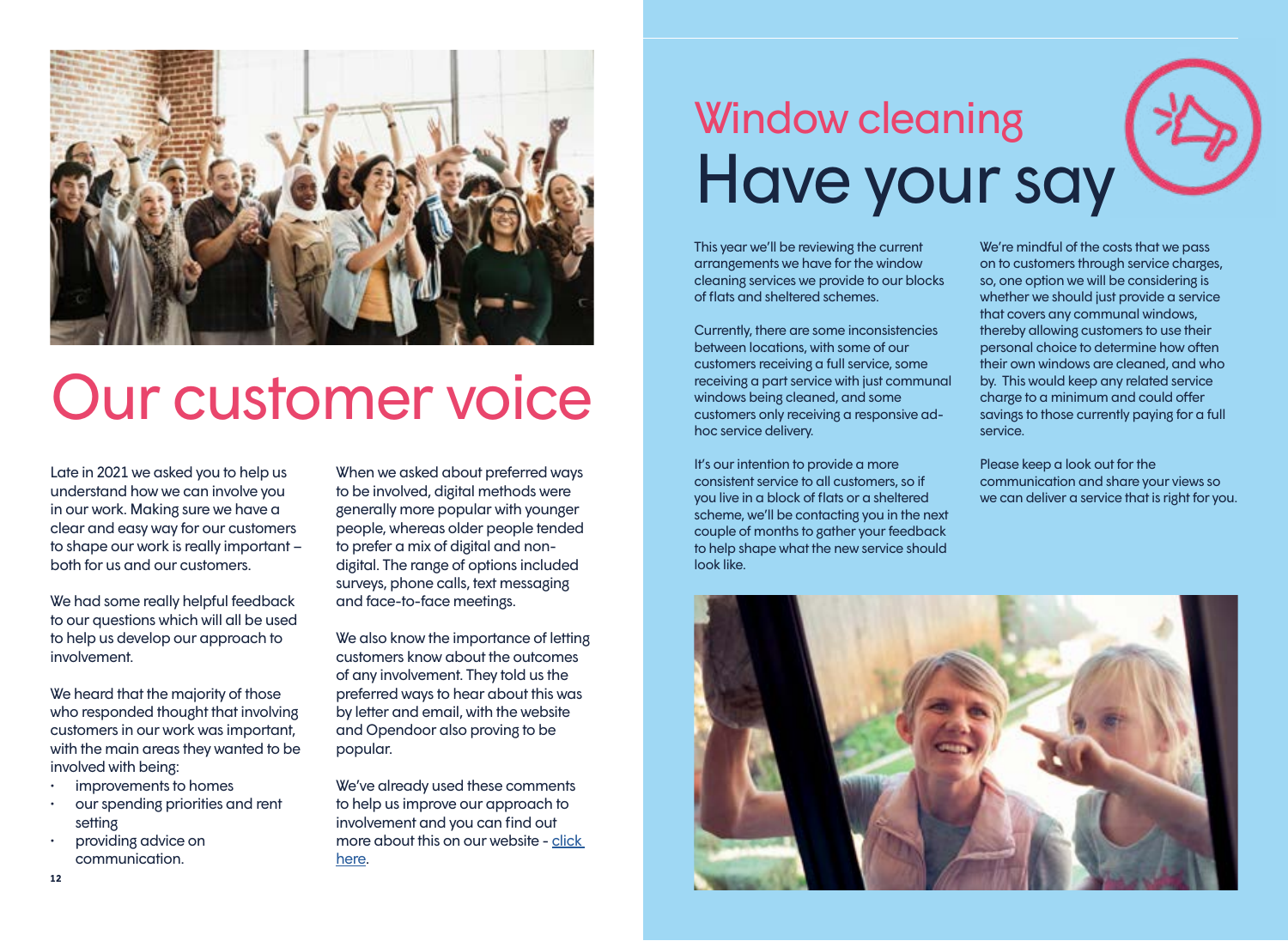# Our customer voice

Late in 2021 we asked you to help us understand how we can involve you in our work. Making sure we have a clear and easy way for our customers to shape our work is really important – both for us and our customers.

We had some really helpful feedback to our questions which will all be used to help us develop our approach to involvement.

We heard that the majority of those who responded thought that involving customers in our work was important, with the main areas they wanted to be involved with being:

- improvements to homes
- our spending priorities and rent setting
- providing advice on communication.

When we asked about preferred ways to be involved, digital methods were generally more popular with younger people, whereas older people tended to prefer a mix of digital and non-digital. The range of options included surveys, phone calls, text messaging and face-to-face meetings.

We also know the importance of letting customers know about the outcomes of any involvement. They told us the preferred ways to hear about this was by letter and email, with the website and Opendoor also proving to be popular.

We've already used these comments to help us improve our approach to involvement and you can find out more about this on our website - [click here](#).

## Window cleaning

# Have your say

This year we'll be reviewing the current arrangements we have for the window cleaning services we provide to our blocks of flats and sheltered schemes.

Currently, there are some inconsistencies between locations, with some of our customers receiving a full service, some receiving a part service with just communal windows being cleaned, and some customers only receiving a responsive ad-hoc service delivery.

It's our intention to provide a more consistent service to all customers, so if you live in a block of flats or a sheltered scheme, we'll be contacting you in the next couple of months to gather your feedback to help shape what the new service should look like.

We're mindful of the costs that we pass on to customers through service charges, so, one option we will be considering is whether we should just provide a service that covers any communal windows, thereby allowing customers to use their personal choice to determine how often their own windows are cleaned, and who by. This would keep any related service charge to a minimum and could offer savings to those currently paying for a full service.

Please keep a look out for the communication and share your views so we can deliver a service that is right for you.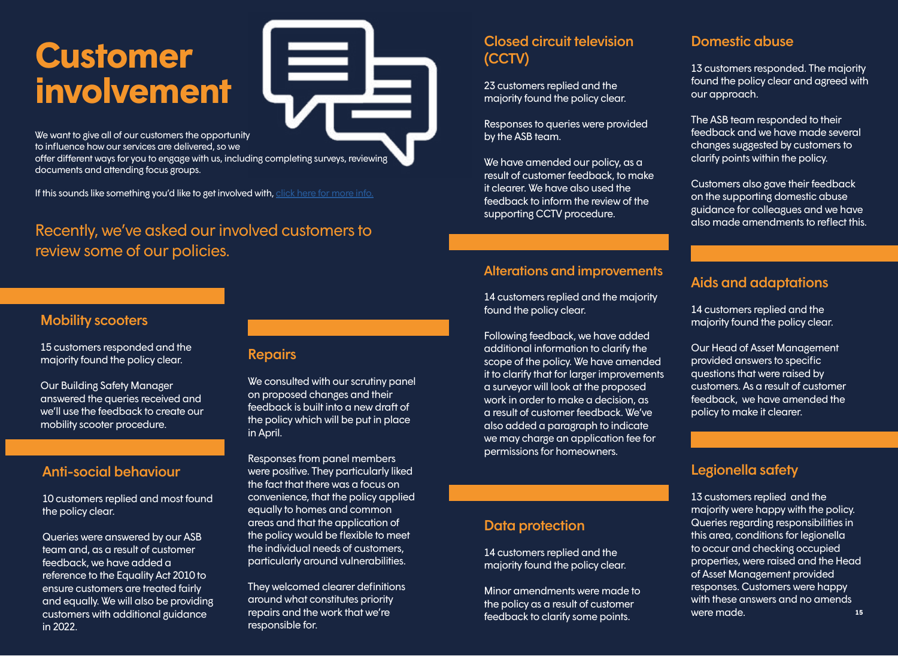# Customer involvement

We want to give all of our customers the opportunity to influence how our services are delivered, so we offer different ways for you to engage with us, including completing surveys, reviewing documents and attending focus groups.

If this sounds like something you'd like to get involved with, click here for more info.

## Recently, we've asked our involved customers to review some of our policies.

### Mobility scooters

15 customers responded and the majority found the policy clear.

Our Building Safety Manager answered the queries received and we'll use the feedback to create our mobility scooter procedure.

### Anti-social behaviour

10 customers replied and most found the policy clear.

Queries were answered by our ASB team and, as a result of customer feedback, we have added a reference to the Equality Act 2010 to ensure customers are treated fairly and equally. We will also be providing customers with additional guidance in 2022.

### Repairs

We consulted with our scrutiny panel on proposed changes and their feedback is built into a new draft of the policy which will be put in place in April.

Responses from panel members were positive. They particularly liked the fact that there was a focus on convenience, that the policy applied equally to homes and common areas and that the application of the policy would be flexible to meet the individual needs of customers, particularly around vulnerabilities.

They welcomed clearer definitions around what constitutes priority repairs and the work that we're responsible for.

### Closed circuit television (CCTV)

23 customers replied and the majority found the policy clear.

Responses to queries were provided by the ASB team.

We have amended our policy, as a result of customer feedback, to make it clearer. We have also used the feedback to inform the review of the supporting CCTV procedure.

### Alterations and improvements

14 customers replied and the majority found the policy clear.

Following feedback, we have added additional information to clarify the scope of the policy. We have amended it to clarify that for larger improvements a surveyor will look at the proposed work in order to make a decision, as a result of customer feedback. We've also added a paragraph to indicate we may charge an application fee for permissions for homeowners.

### Data protection

14 customers replied and the majority found the policy clear.

Minor amendments were made to the policy as a result of customer feedback to clarify some points.

### Domestic abuse

13 customers responded. The majority found the policy clear and agreed with our approach.

The ASB team responded to their feedback and we have made several changes suggested by customers to clarify points within the policy.

Customers also gave their feedback on the supporting domestic abuse guidance for colleagues and we have also made amendments to reflect this.

### Aids and adaptations

14 customers replied and the majority found the policy clear.

Our Head of Asset Management provided answers to specific questions that were raised by customers. As a result of customer feedback, we have amended the policy to make it clearer.

### Legionella safety

13 customers replied and the majority were happy with the policy. Queries regarding responsibilities in this area, conditions for legionella to occur and checking occupied properties, were raised and the Head of Asset Management provided responses. Customers were happy with these answers and no amends were made.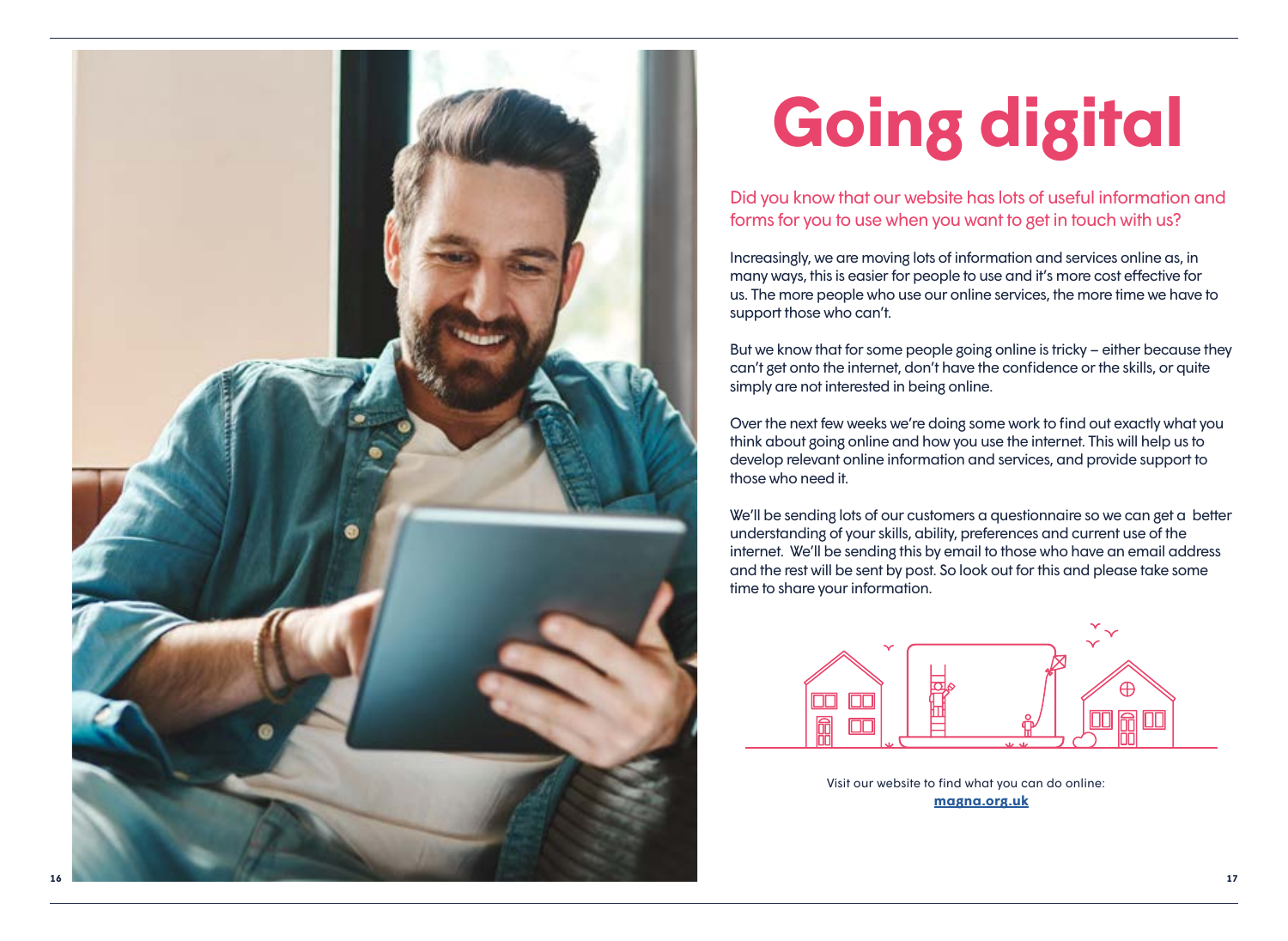# Going digital

Did you know that our website has lots of useful information and forms for you to use when you want to get in touch with us?

Increasingly, we are moving lots of information and services online as, in many ways, this is easier for people to use and it's more cost effective for us. The more people who use our online services, the more time we have to support those who can't.

But we know that for some people going online is tricky – either because they can't get onto the internet, don't have the confidence or the skills, or quite simply are not interested in being online.

Over the next few weeks we're doing some work to find out exactly what you think about going online and how you use the internet. This will help us to develop relevant online information and services, and provide support to those who need it.

We'll be sending lots of our customers a questionnaire so we can get a better understanding of your skills, ability, preferences and current use of the internet. We'll be sending this by email to those who have an email address and the rest will be sent by post. So look out for this and please take some time to share your information.

Visit our website to find what you can do online:
**magna.org.uk**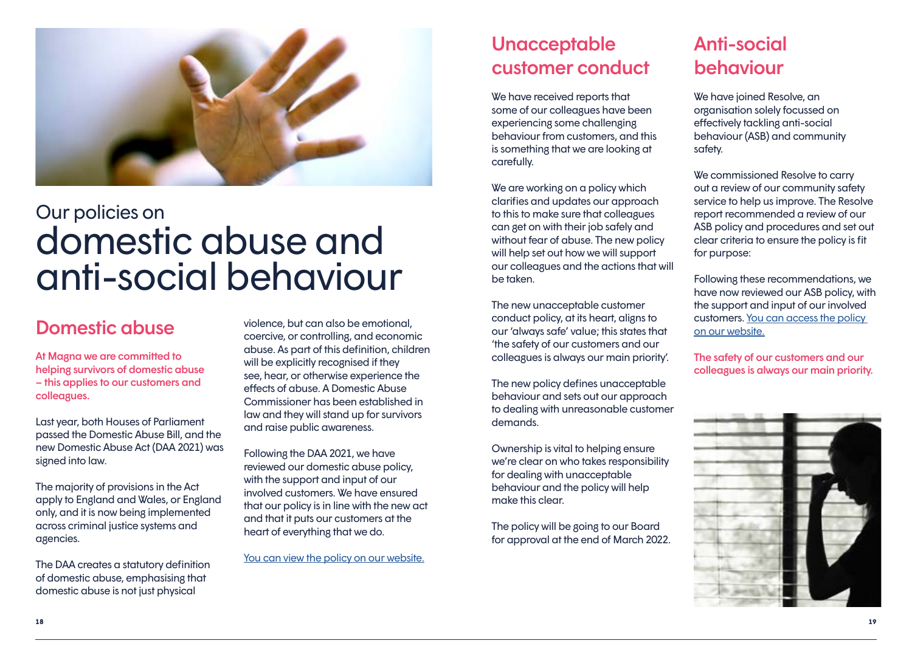# Our policies on domestic abuse and anti-social behaviour

## Domestic abuse

**At Magna we are committed to helping survivors of domestic abuse – this applies to our customers and colleagues.**

Last year, both Houses of Parliament passed the Domestic Abuse Bill, and the new Domestic Abuse Act (DAA 2021) was signed into law.

The majority of provisions in the Act apply to England and Wales, or England only, and it is now being implemented across criminal justice systems and agencies.

The DAA creates a statutory definition of domestic abuse, emphasising that domestic abuse is not just physical violence, but can also be emotional, coercive, or controlling, and economic abuse. As part of this definition, children will be explicitly recognised if they see, hear, or otherwise experience the effects of abuse. A Domestic Abuse Commissioner has been established in law and they will stand up for survivors and raise public awareness.

Following the DAA 2021, we have reviewed our domestic abuse policy, with the support and input of our involved customers. We have ensured that our policy is in line with the new act and that it puts our customers at the heart of everything that we do.

You can view the policy on our website.

## Unacceptable customer conduct

We have received reports that some of our colleagues have been experiencing some challenging behaviour from customers, and this is something that we are looking at carefully.

We are working on a policy which clarifies and updates our approach to this to make sure that colleagues can get on with their job safely and without fear of abuse. The new policy will help set out how we will support our colleagues and the actions that will be taken.

The new unacceptable customer conduct policy, at its heart, aligns to our 'always safe' value; this states that 'the safety of our customers and our colleagues is always our main priority'.

The new policy defines unacceptable behaviour and sets out our approach to dealing with unreasonable customer demands.

Ownership is vital to helping ensure we're clear on who takes responsibility for dealing with unacceptable behaviour and the policy will help make this clear.

The policy will be going to our Board for approval at the end of March 2022.

## Anti-social behaviour

We have joined Resolve, an organisation solely focussed on effectively tackling anti-social behaviour (ASB) and community safety.

We commissioned Resolve to carry out a review of our community safety service to help us improve. The Resolve report recommended a review of our ASB policy and procedures and set out clear criteria to ensure the policy is fit for purpose:

Following these recommendations, we have now reviewed our ASB policy, with the support and input of our involved customers. You can access the policy on our website.

**The safety of our customers and our colleagues is always our main priority.**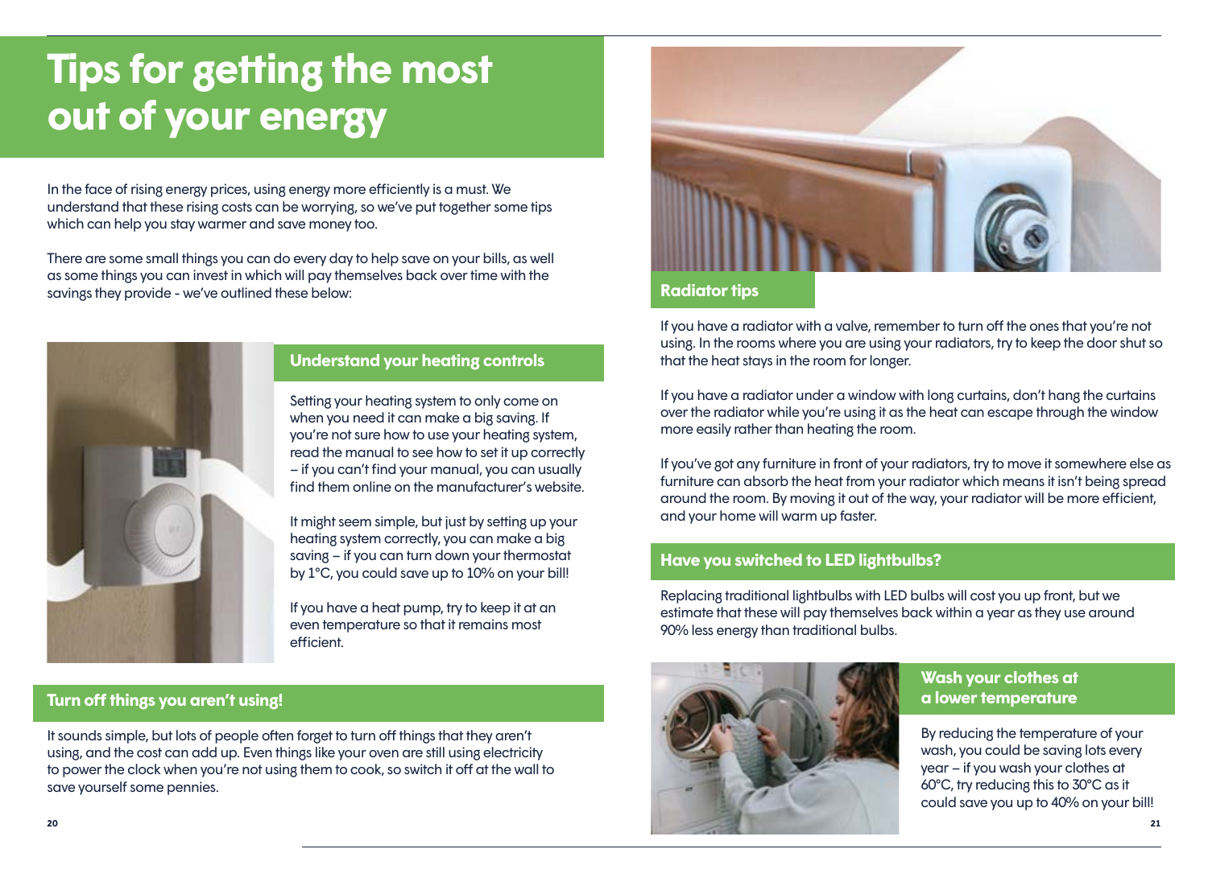# Tips for getting the most out of your energy

In the face of rising energy prices, using energy more efficiently is a must. We understand that these rising costs can be worrying, so we've put together some tips which can help you stay warmer and save money too.

There are some small things you can do every day to help save on your bills, as well as some things you can invest in which will pay themselves back over time with the savings they provide - we've outlined these below:

## Understand your heating controls

Setting your heating system to only come on when you need it can make a big saving. If you're not sure how to use your heating system, read the manual to see how to set it up correctly – if you can't find your manual, you can usually find them online on the manufacturer's website.

It might seem simple, but just by setting up your heating system correctly, you can make a big saving – if you can turn down your thermostat by 1°C, you could save up to 10% on your bill!

If you have a heat pump, try to keep it at an even temperature so that it remains most efficient.

## Turn off things you aren't using!

It sounds simple, but lots of people often forget to turn off things that they aren't using, and the cost can add up. Even things like your oven are still using electricity to power the clock when you're not using them to cook, so switch it off at the wall to save yourself some pennies.

## Radiator tips

If you have a radiator with a valve, remember to turn off the ones that you're not using. In the rooms where you are using your radiators, try to keep the door shut so that the heat stays in the room for longer.

If you have a radiator under a window with long curtains, don't hang the curtains over the radiator while you're using it as the heat can escape through the window more easily rather than heating the room.

If you've got any furniture in front of your radiators, try to move it somewhere else as furniture can absorb the heat from your radiator which means it isn't being spread around the room. By moving it out of the way, your radiator will be more efficient, and your home will warm up faster.

## Have you switched to LED lightbulbs?

Replacing traditional lightbulbs with LED bulbs will cost you up front, but we estimate that these will pay themselves back within a year as they use around 90% less energy than traditional bulbs.

## Wash your clothes at a lower temperature

By reducing the temperature of your wash, you could be saving lots every year – if you wash your clothes at 60°C, try reducing this to 30°C as it could save you up to 40% on your bill!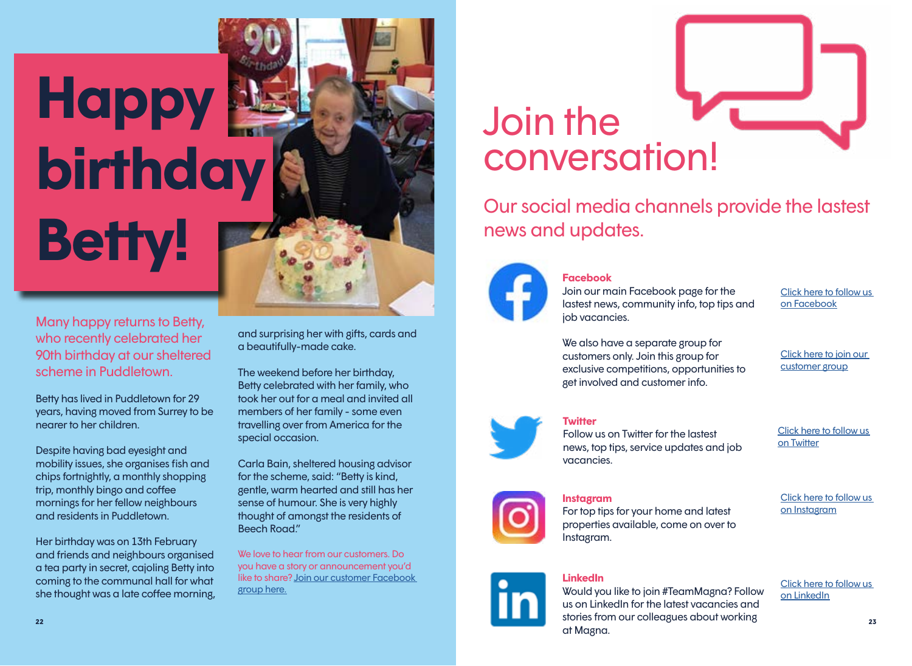# Happy birthday Betty!

Many happy returns to Betty, who recently celebrated her 90th birthday at our sheltered scheme in Puddletown.

Betty has lived in Puddletown for 29 years, having moved from Surrey to be nearer to her children.

Despite having bad eyesight and mobility issues, she organises fish and chips fortnightly, a monthly shopping trip, monthly bingo and coffee mornings for her fellow neighbours and residents in Puddletown.

Her birthday was on 13th February and friends and neighbours organised a tea party in secret, cajoling Betty into coming to the communal hall for what she thought was a late coffee morning, and surprising her with gifts, cards and a beautifully-made cake.

The weekend before her birthday, Betty celebrated with her family, who took her out for a meal and invited all members of her family - some even travelling over from America for the special occasion.

Carla Bain, sheltered housing advisor for the scheme, said: "Betty is kind, gentle, warm hearted and still has her sense of humour. She is very highly thought of amongst the residents of Beech Road."

We love to hear from our customers. Do you have a story or announcement you'd like to share? Join our customer Facebook group here.

# Join the conversation!

## Our social media channels provide the lastest news and updates.

**Facebook**

Join our main Facebook page for the lastest news, community info, top tips and job vacancies.

Click here to follow us on Facebook

We also have a separate group for customers only. Join this group for exclusive competitions, opportunities to get involved and customer info.

Click here to join our customer group

**Twitter**

Follow us on Twitter for the lastest news, top tips, service updates and job vacancies.

Click here to follow us on Twitter

**Instagram**

For top tips for your home and latest properties available, come on over to Instagram.

Click here to follow us on Instagram

**LinkedIn**

Would you like to join #TeamMagna? Follow us on LinkedIn for the latest vacancies and stories from our colleagues about working at Magna.

Click here to follow us on LinkedIn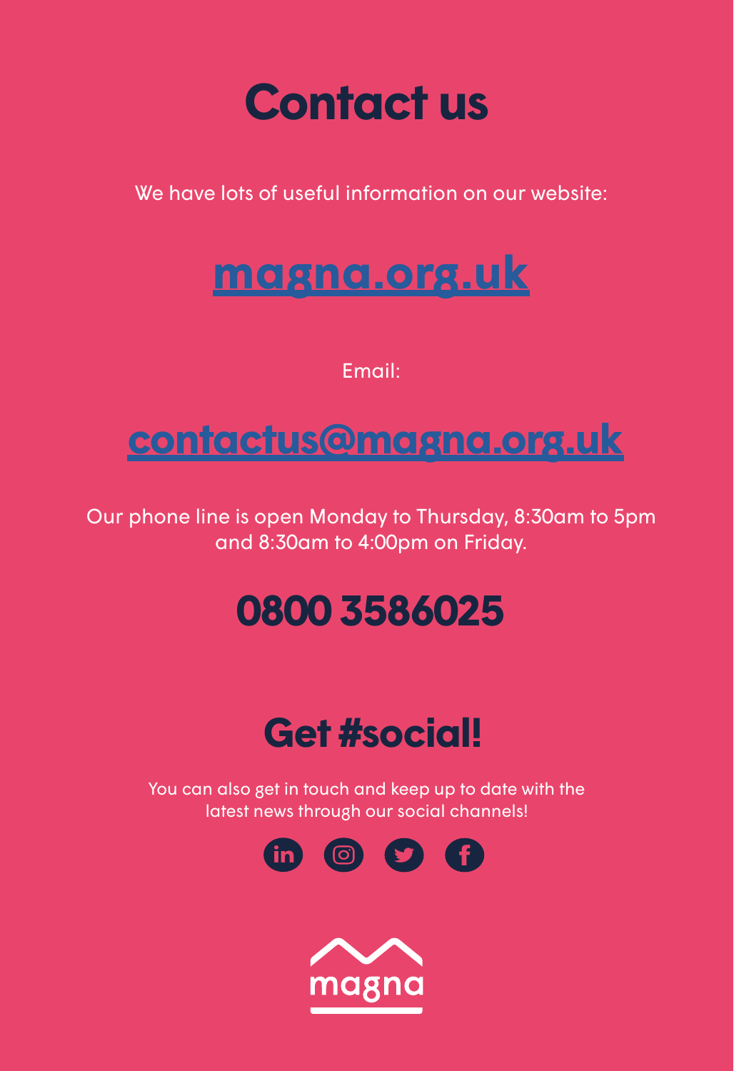# Contact us

We have lots of useful information on our website:

## magna.org.uk

Email:

## contactus@magna.org.uk

Our phone line is open Monday to Thursday, 8:30am to 5pm and 8:30am to 4:00pm on Friday.

## 0800 3586025

# Get #social!

You can also get in touch and keep up to date with the latest news through our social channels!

magna